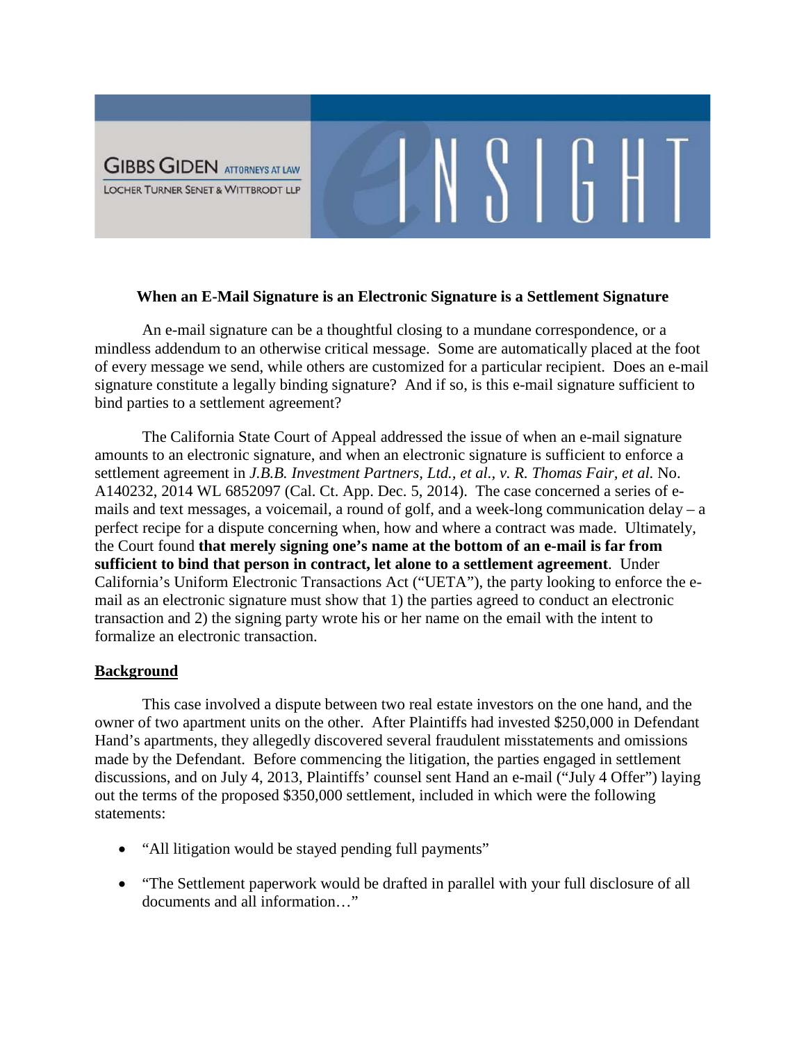GIBBS GIDEN ATTORNEYS AT LAW
LOCHER TURNER SENET & WITTBRODT LLP

eINSIGHT

## When an E-Mail Signature is an Electronic Signature is a Settlement Signature

An e-mail signature can be a thoughtful closing to a mundane correspondence, or a mindless addendum to an otherwise critical message. Some are automatically placed at the foot of every message we send, while others are customized for a particular recipient. Does an e-mail signature constitute a legally binding signature? And if so, is this e-mail signature sufficient to bind parties to a settlement agreement?

The California State Court of Appeal addressed the issue of when an e-mail signature amounts to an electronic signature, and when an electronic signature is sufficient to enforce a settlement agreement in *J.B.B. Investment Partners, Ltd., et al., v. R. Thomas Fair, et al.* No. A140232, 2014 WL 6852097 (Cal. Ct. App. Dec. 5, 2014). The case concerned a series of e-mails and text messages, a voicemail, a round of golf, and a week-long communication delay – a perfect recipe for a dispute concerning when, how and where a contract was made. Ultimately, the Court found **that merely signing one's name at the bottom of an e-mail is far from sufficient to bind that person in contract, let alone to a settlement agreement**. Under California's Uniform Electronic Transactions Act ("UETA"), the party looking to enforce the e-mail as an electronic signature must show that 1) the parties agreed to conduct an electronic transaction and 2) the signing party wrote his or her name on the email with the intent to formalize an electronic transaction.

### Background

This case involved a dispute between two real estate investors on the one hand, and the owner of two apartment units on the other. After Plaintiffs had invested $250,000 in Defendant Hand's apartments, they allegedly discovered several fraudulent misstatements and omissions made by the Defendant. Before commencing the litigation, the parties engaged in settlement discussions, and on July 4, 2013, Plaintiffs' counsel sent Hand an e-mail ("July 4 Offer") laying out the terms of the proposed $350,000 settlement, included in which were the following statements:

- "All litigation would be stayed pending full payments"
- "The Settlement paperwork would be drafted in parallel with your full disclosure of all documents and all information…"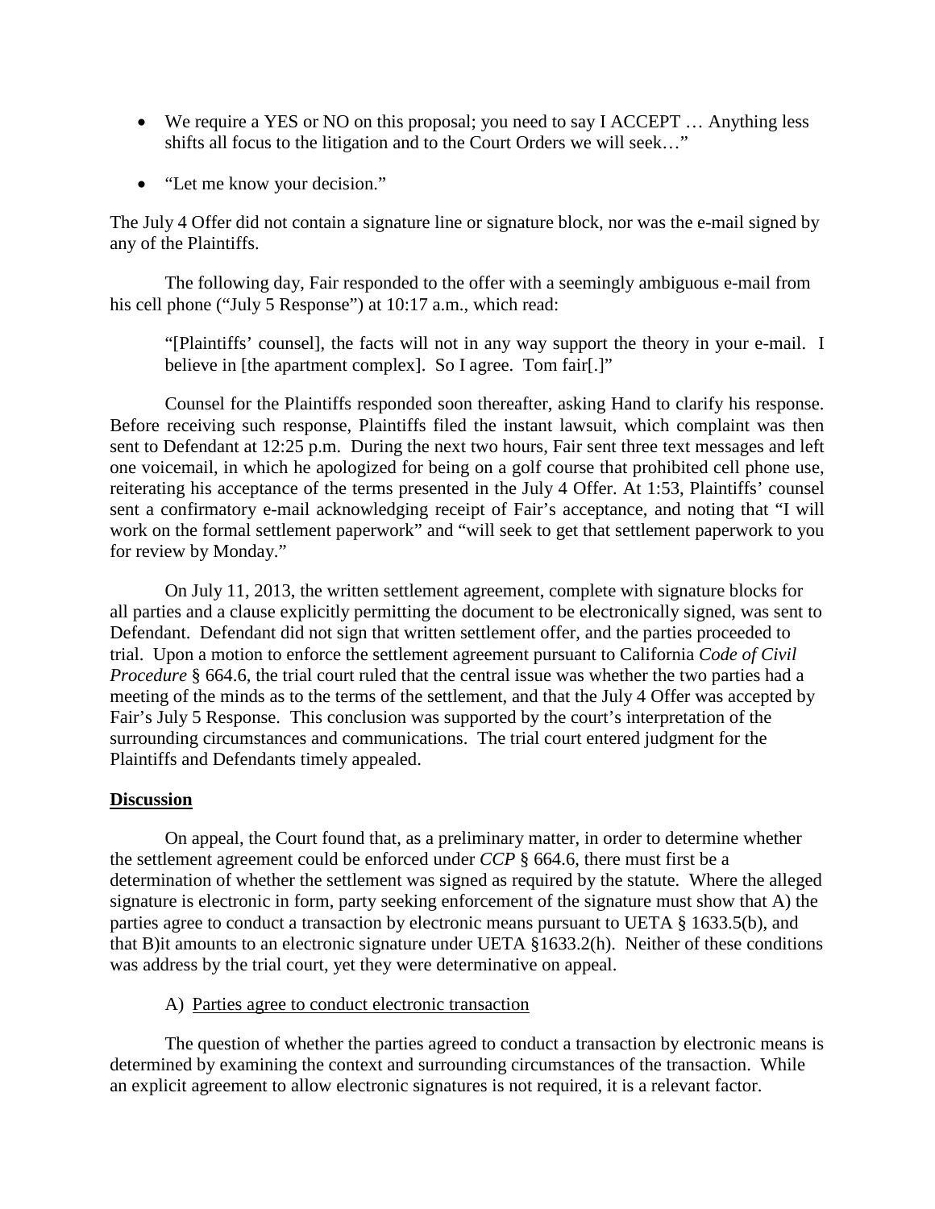- We require a YES or NO on this proposal; you need to say I ACCEPT … Anything less shifts all focus to the litigation and to the Court Orders we will seek…"
- "Let me know your decision."

The July 4 Offer did not contain a signature line or signature block, nor was the e-mail signed by any of the Plaintiffs.

The following day, Fair responded to the offer with a seemingly ambiguous e-mail from his cell phone ("July 5 Response") at 10:17 a.m., which read:

> "[Plaintiffs' counsel], the facts will not in any way support the theory in your e-mail. I believe in [the apartment complex]. So I agree. Tom fair[.]"

Counsel for the Plaintiffs responded soon thereafter, asking Hand to clarify his response. Before receiving such response, Plaintiffs filed the instant lawsuit, which complaint was then sent to Defendant at 12:25 p.m. During the next two hours, Fair sent three text messages and left one voicemail, in which he apologized for being on a golf course that prohibited cell phone use, reiterating his acceptance of the terms presented in the July 4 Offer. At 1:53, Plaintiffs' counsel sent a confirmatory e-mail acknowledging receipt of Fair's acceptance, and noting that "I will work on the formal settlement paperwork" and "will seek to get that settlement paperwork to you for review by Monday."

On July 11, 2013, the written settlement agreement, complete with signature blocks for all parties and a clause explicitly permitting the document to be electronically signed, was sent to Defendant. Defendant did not sign that written settlement offer, and the parties proceeded to trial. Upon a motion to enforce the settlement agreement pursuant to California *Code of Civil Procedure* § 664.6, the trial court ruled that the central issue was whether the two parties had a meeting of the minds as to the terms of the settlement, and that the July 4 Offer was accepted by Fair's July 5 Response. This conclusion was supported by the court's interpretation of the surrounding circumstances and communications. The trial court entered judgment for the Plaintiffs and Defendants timely appealed.

**<u>Discussion</u>**

On appeal, the Court found that, as a preliminary matter, in order to determine whether the settlement agreement could be enforced under *CCP* § 664.6, there must first be a determination of whether the settlement was signed as required by the statute. Where the alleged signature is electronic in form, party seeking enforcement of the signature must show that A) the parties agree to conduct a transaction by electronic means pursuant to UETA § 1633.5(b), and that B)it amounts to an electronic signature under UETA §1633.2(h). Neither of these conditions was address by the trial court, yet they were determinative on appeal.

A) <u>Parties agree to conduct electronic transaction</u>

The question of whether the parties agreed to conduct a transaction by electronic means is determined by examining the context and surrounding circumstances of the transaction. While an explicit agreement to allow electronic signatures is not required, it is a relevant factor.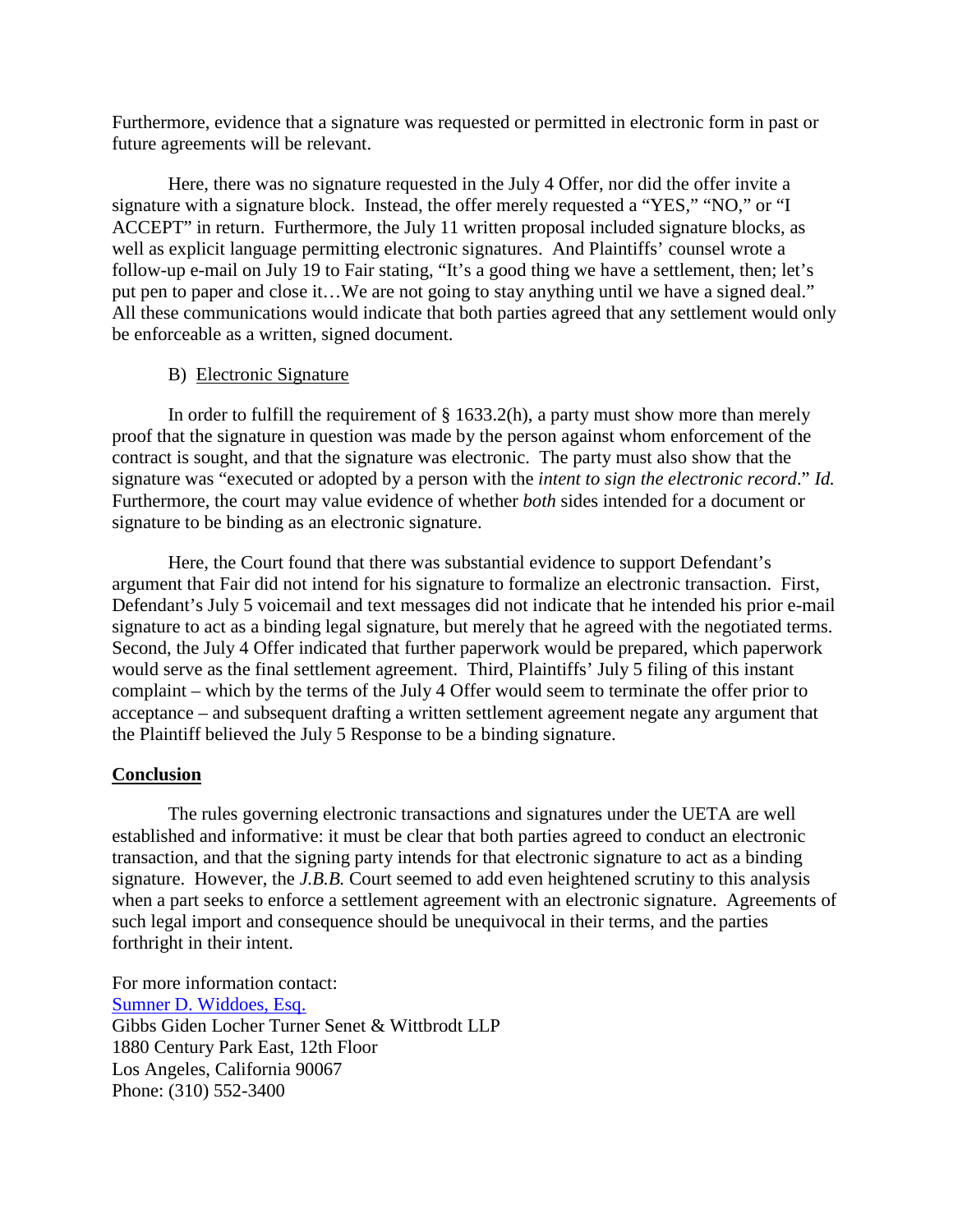Furthermore, evidence that a signature was requested or permitted in electronic form in past or future agreements will be relevant.

Here, there was no signature requested in the July 4 Offer, nor did the offer invite a signature with a signature block. Instead, the offer merely requested a "YES," "NO," or "I ACCEPT" in return. Furthermore, the July 11 written proposal included signature blocks, as well as explicit language permitting electronic signatures. And Plaintiffs' counsel wrote a follow-up e-mail on July 19 to Fair stating, "It's a good thing we have a settlement, then; let's put pen to paper and close it…We are not going to stay anything until we have a signed deal." All these communications would indicate that both parties agreed that any settlement would only be enforceable as a written, signed document.

### B) Electronic Signature

In order to fulfill the requirement of § 1633.2(h), a party must show more than merely proof that the signature in question was made by the person against whom enforcement of the contract is sought, and that the signature was electronic. The party must also show that the signature was "executed or adopted by a person with the *intent to sign the electronic record*." *Id.* Furthermore, the court may value evidence of whether *both* sides intended for a document or signature to be binding as an electronic signature.

Here, the Court found that there was substantial evidence to support Defendant's argument that Fair did not intend for his signature to formalize an electronic transaction. First, Defendant's July 5 voicemail and text messages did not indicate that he intended his prior e-mail signature to act as a binding legal signature, but merely that he agreed with the negotiated terms. Second, the July 4 Offer indicated that further paperwork would be prepared, which paperwork would serve as the final settlement agreement. Third, Plaintiffs' July 5 filing of this instant complaint – which by the terms of the July 4 Offer would seem to terminate the offer prior to acceptance – and subsequent drafting a written settlement agreement negate any argument that the Plaintiff believed the July 5 Response to be a binding signature.

## Conclusion

The rules governing electronic transactions and signatures under the UETA are well established and informative: it must be clear that both parties agreed to conduct an electronic transaction, and that the signing party intends for that electronic signature to act as a binding signature. However, the *J.B.B.* Court seemed to add even heightened scrutiny to this analysis when a part seeks to enforce a settlement agreement with an electronic signature. Agreements of such legal import and consequence should be unequivocal in their terms, and the parties forthright in their intent.

For more information contact:
Sumner D. Widdoes, Esq.
Gibbs Giden Locher Turner Senet & Wittbrodt LLP
1880 Century Park East, 12th Floor
Los Angeles, California 90067
Phone: (310) 552-3400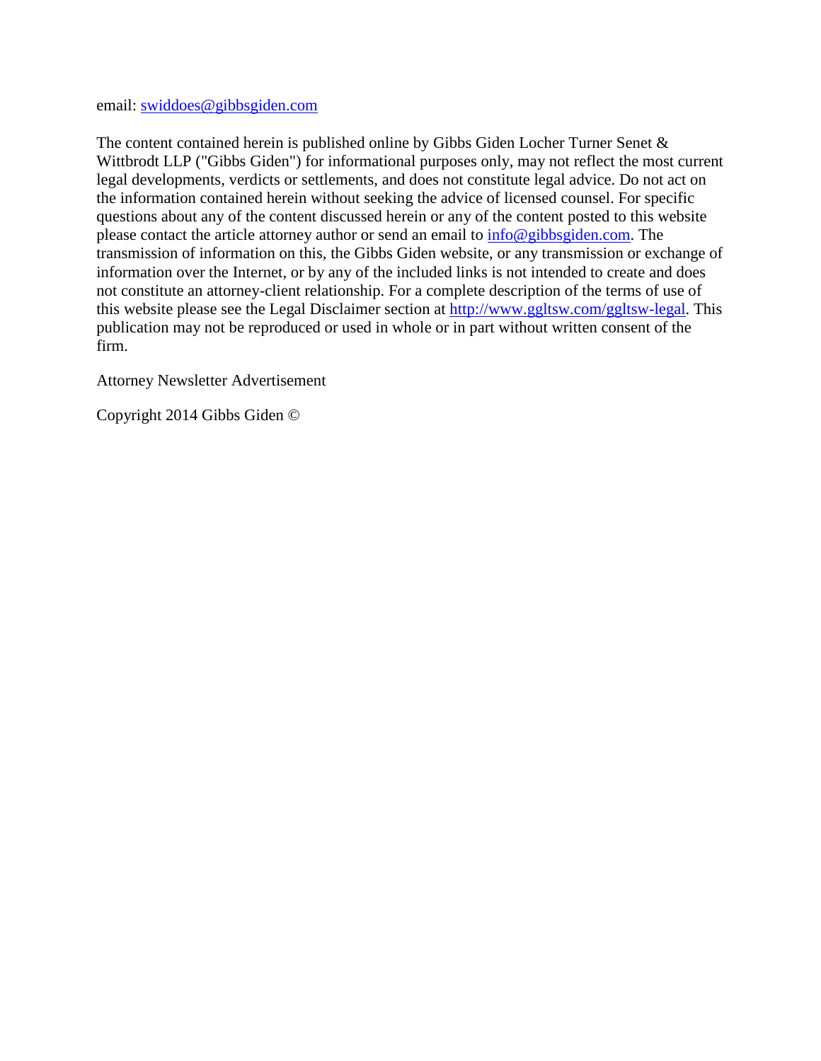email: swiddoes@gibbsgiden.com

The content contained herein is published online by Gibbs Giden Locher Turner Senet & Wittbrodt LLP ("Gibbs Giden") for informational purposes only, may not reflect the most current legal developments, verdicts or settlements, and does not constitute legal advice. Do not act on the information contained herein without seeking the advice of licensed counsel. For specific questions about any of the content discussed herein or any of the content posted to this website please contact the article attorney author or send an email to info@gibbsgiden.com. The transmission of information on this, the Gibbs Giden website, or any transmission or exchange of information over the Internet, or by any of the included links is not intended to create and does not constitute an attorney-client relationship. For a complete description of the terms of use of this website please see the Legal Disclaimer section at http://www.ggltsw.com/ggltsw-legal. This publication may not be reproduced or used in whole or in part without written consent of the firm.

Attorney Newsletter Advertisement

Copyright 2014 Gibbs Giden ©